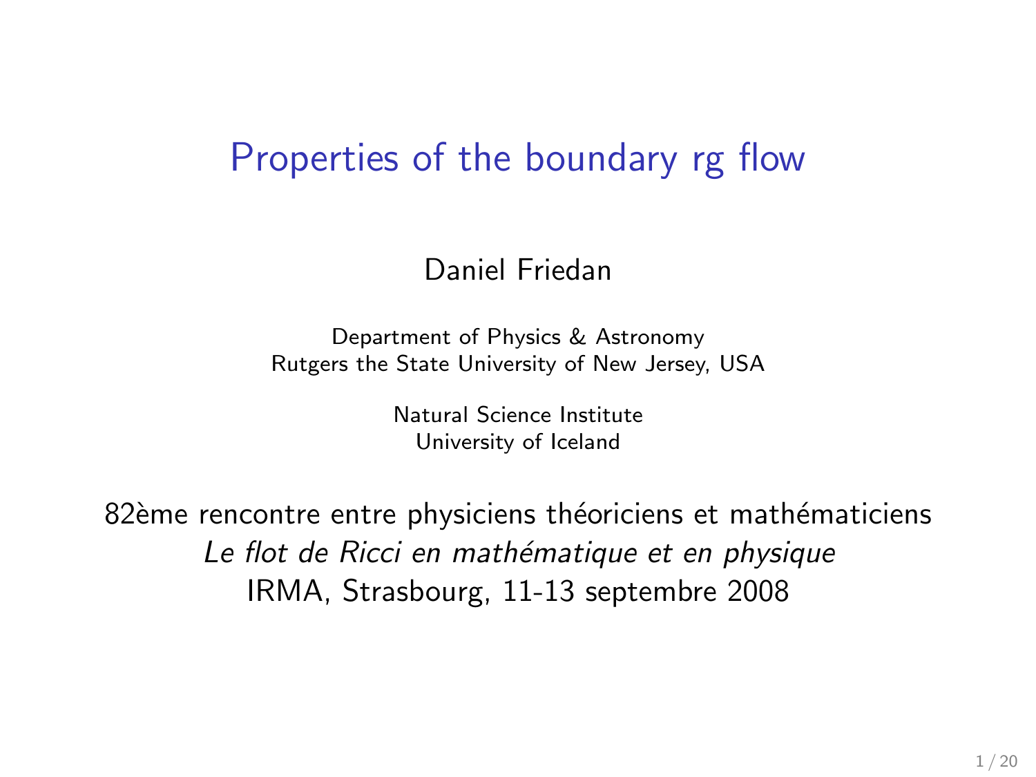# Properties of the boundary rg flow

Daniel Friedan

Department of Physics & Astronomy
Rutgers the State University of New Jersey, USA

Natural Science Institute
University of Iceland

82ème rencontre entre physiciens théoriciens et mathématiciens
*Le flot de Ricci en mathématique et en physique*
IRMA, Strasbourg, 11-13 septembre 2008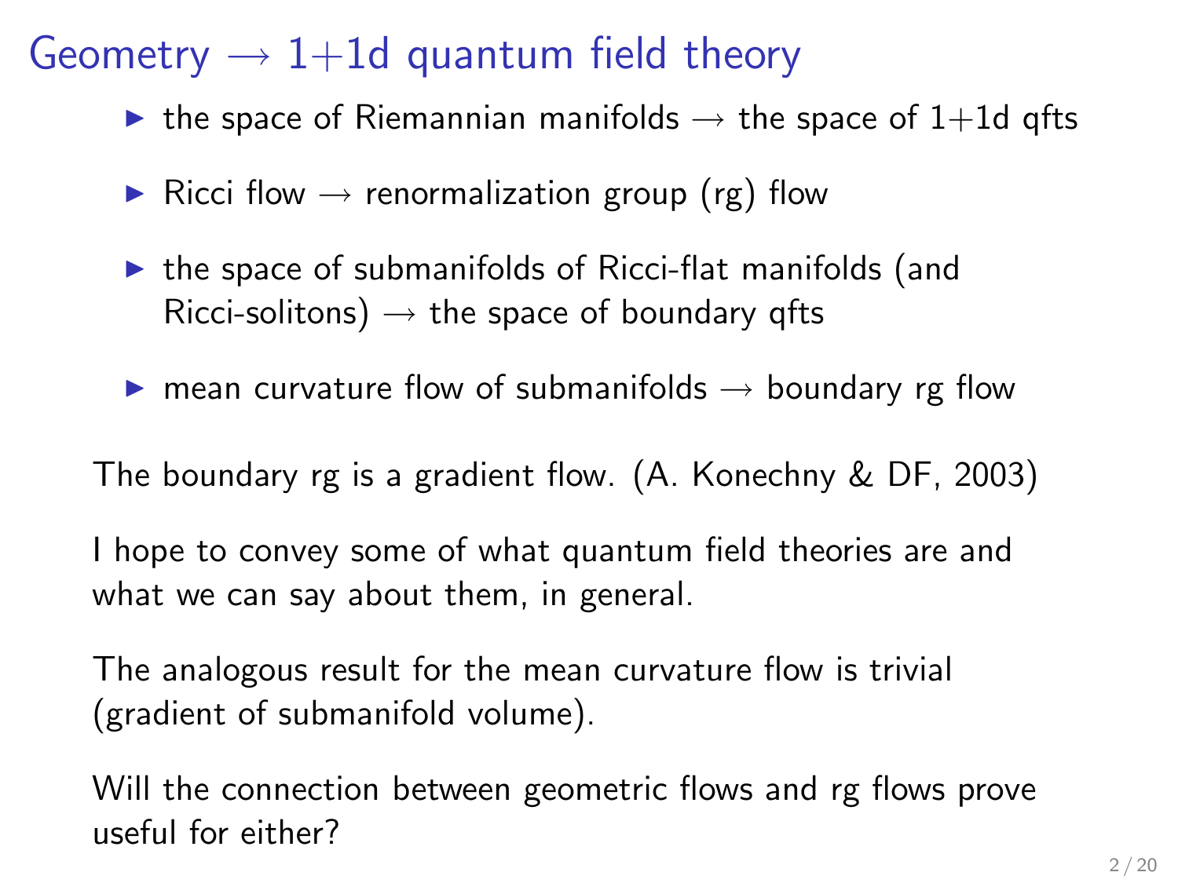# Geometry $\rightarrow$ 1+1d quantum field theory

- the space of Riemannian manifolds $\rightarrow$ the space of 1+1d qfts
- Ricci flow $\rightarrow$ renormalization group (rg) flow
- the space of submanifolds of Ricci-flat manifolds (and Ricci-solitons) $\rightarrow$ the space of boundary qfts
- mean curvature flow of submanifolds $\rightarrow$ boundary rg flow

The boundary rg is a gradient flow. (A. Konechny & DF, 2003)

I hope to convey some of what quantum field theories are and what we can say about them, in general.

The analogous result for the mean curvature flow is trivial (gradient of submanifold volume).

Will the connection between geometric flows and rg flows prove useful for either?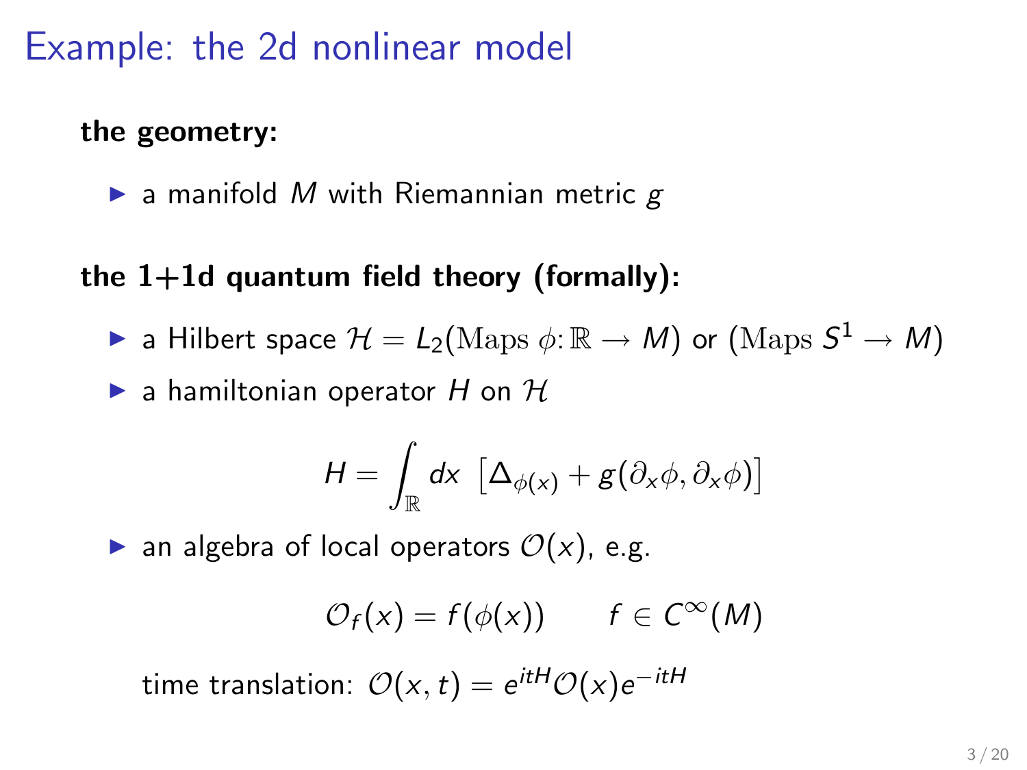# Example: the 2d nonlinear model

**the geometry:**

- a manifold $M$ with Riemannian metric $g$

**the 1+1d quantum field theory (formally):**

- a Hilbert space $\mathcal{H} = L_2(\mathrm{Maps}\ \phi\colon \mathbb{R} \to M)$ or $(\mathrm{Maps}\ S^1 \to M)$
- a hamiltonian operator $H$ on $\mathcal{H}$

$$H = \int_{\mathbb{R}} dx\ \left[\Delta_{\phi(x)} + g(\partial_x \phi, \partial_x \phi)\right]$$

- an algebra of local operators $\mathcal{O}(x)$, e.g.

$$\mathcal{O}_f(x) = f(\phi(x)) \qquad f \in C^\infty(M)$$

time translation: $\mathcal{O}(x,t) = e^{itH}\mathcal{O}(x)e^{-itH}$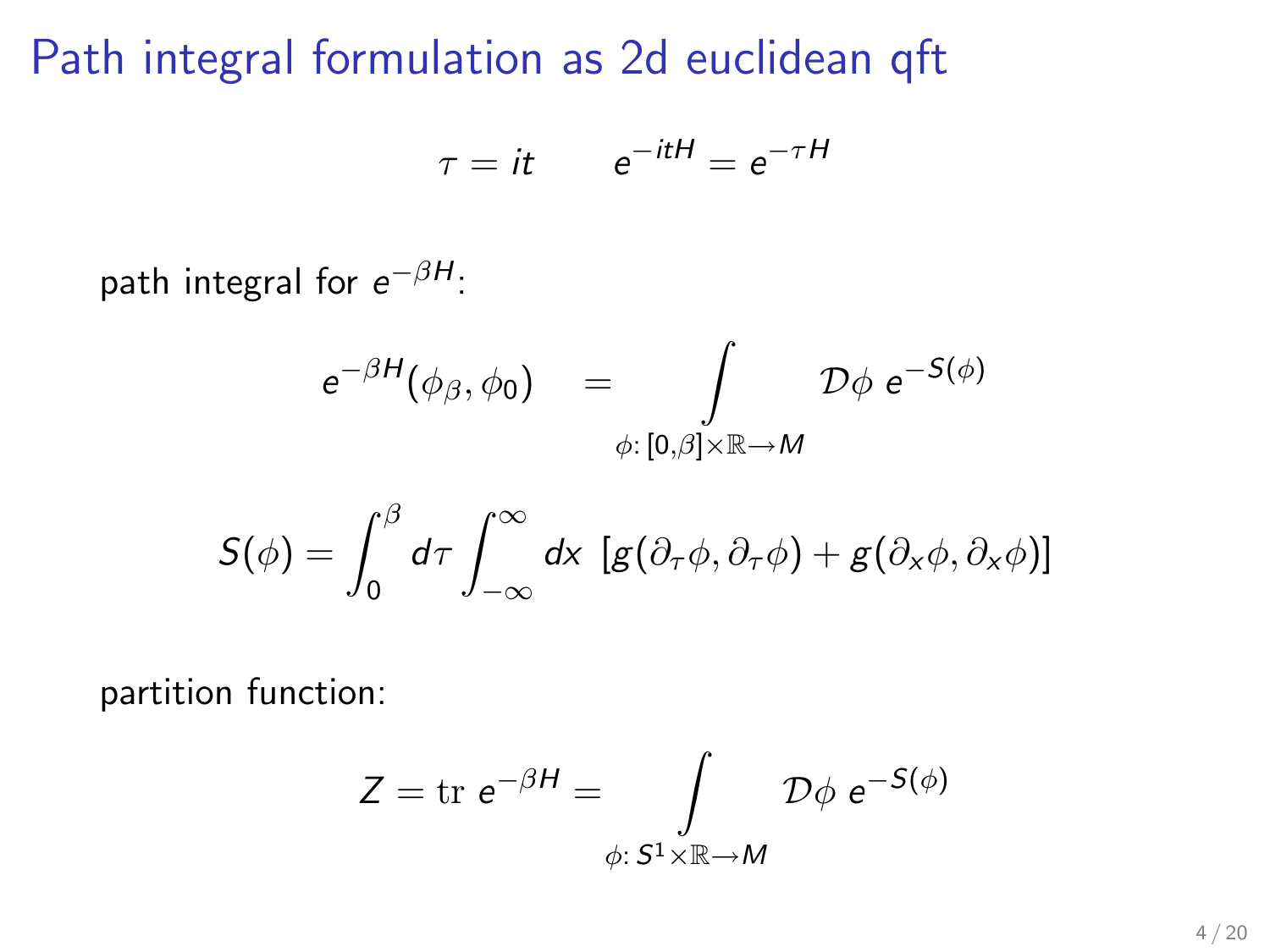# Path integral formulation as 2d euclidean qft

$$\tau = it \qquad e^{-itH} = e^{-\tau H}$$

path integral for $e^{-\beta H}$:

$$e^{-\beta H}(\phi_\beta, \phi_0) \quad = \int_{\phi\colon [0,\beta]\times\mathbb{R}\to M} \mathcal{D}\phi \; e^{-S(\phi)}$$

$$S(\phi) = \int_0^\beta d\tau \int_{-\infty}^{\infty} dx \; [g(\partial_\tau \phi, \partial_\tau \phi) + g(\partial_x \phi, \partial_x \phi)]$$

partition function:

$$Z = \mathrm{tr}\; e^{-\beta H} = \int_{\phi\colon S^1\times\mathbb{R}\to M} \mathcal{D}\phi \; e^{-S(\phi)}$$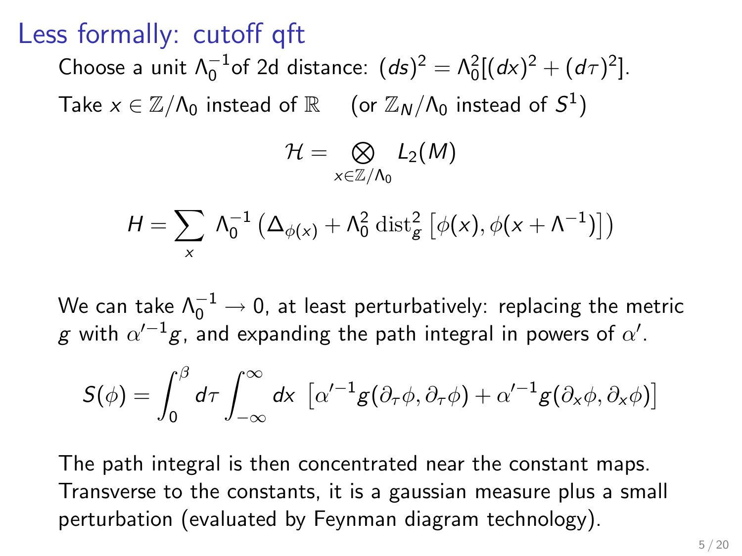# Less formally: cutoff qft

Choose a unit $\Lambda_0^{-1}$of 2d distance: $(ds)^2 = \Lambda_0^2[(dx)^2 + (d\tau)^2]$.

Take $x \in \mathbb{Z}/\Lambda_0$ instead of $\mathbb{R}$ (or $\mathbb{Z}_N/\Lambda_0$ instead of $S^1$)

$$\mathcal{H} = \bigotimes_{x \in \mathbb{Z}/\Lambda_0} L_2(M)$$

$$H = \sum_x \Lambda_0^{-1} \left( \Delta_{\phi(x)} + \Lambda_0^2 \operatorname{dist}_g^2 \left[ \phi(x), \phi(x + \Lambda^{-1}) \right] \right)$$

We can take $\Lambda_0^{-1} \to 0$, at least perturbatively: replacing the metric $g$ with $\alpha'^{-1}g$, and expanding the path integral in powers of $\alpha'$.

$$S(\phi) = \int_0^\beta d\tau \int_{-\infty}^\infty dx \, \left[ \alpha'^{-1} g(\partial_\tau \phi, \partial_\tau \phi) + \alpha'^{-1} g(\partial_x \phi, \partial_x \phi) \right]$$

The path integral is then concentrated near the constant maps. Transverse to the constants, it is a gaussian measure plus a small perturbation (evaluated by Feynman diagram technology).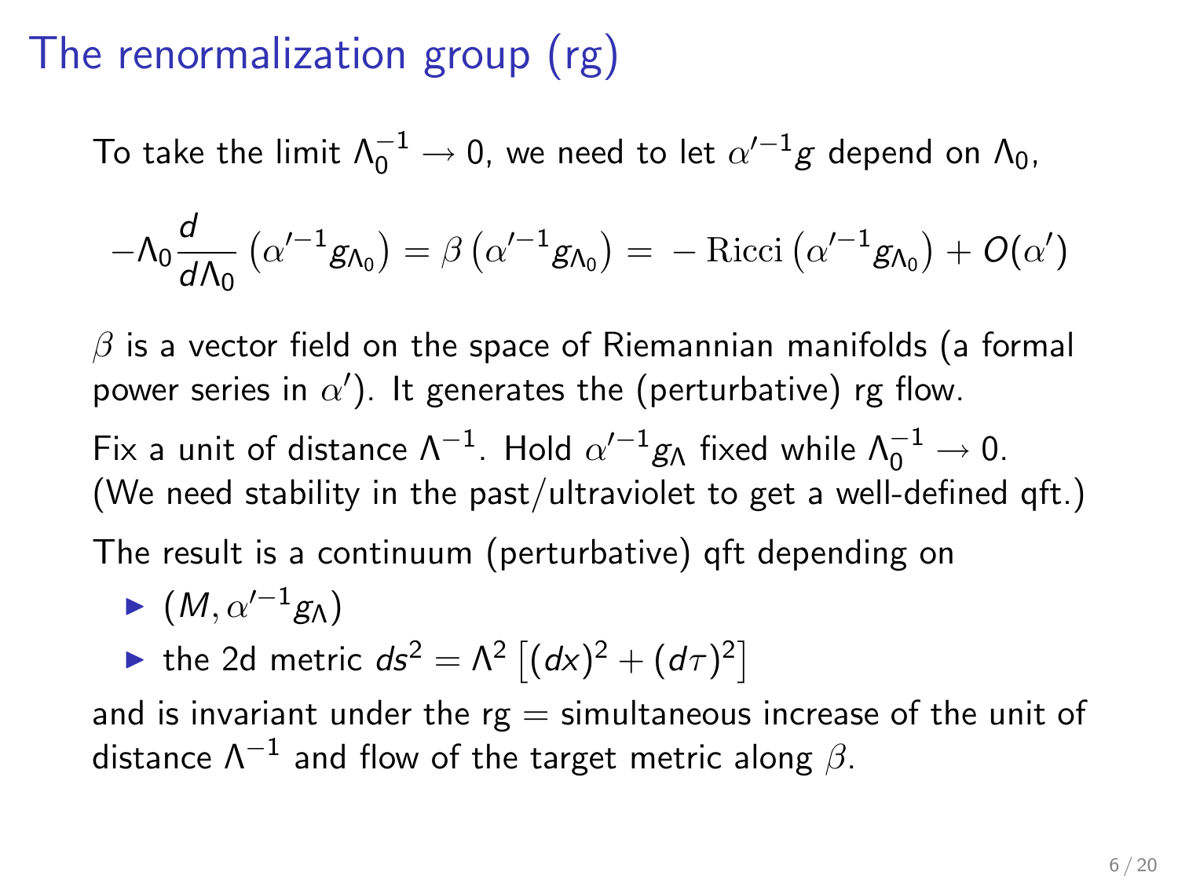# The renormalization group (rg)

To take the limit $\Lambda_0^{-1} \to 0$, we need to let $\alpha'^{-1} g$ depend on $\Lambda_0$,

$$-\Lambda_0 \frac{d}{d\Lambda_0} \left(\alpha'^{-1} g_{\Lambda_0}\right) = \beta \left(\alpha'^{-1} g_{\Lambda_0}\right) = -\operatorname{Ricci}\left(\alpha'^{-1} g_{\Lambda_0}\right) + O(\alpha')$$

$\beta$ is a vector field on the space of Riemannian manifolds (a formal power series in $\alpha'$). It generates the (perturbative) rg flow.

Fix a unit of distance $\Lambda^{-1}$. Hold $\alpha'^{-1} g_\Lambda$ fixed while $\Lambda_0^{-1} \to 0$. (We need stability in the past/ultraviolet to get a well-defined qft.)

The result is a continuum (perturbative) qft depending on

- $(M, \alpha'^{-1} g_\Lambda)$
- the 2d metric $ds^2 = \Lambda^2 \left[(dx)^2 + (d\tau)^2\right]$

and is invariant under the rg = simultaneous increase of the unit of distance $\Lambda^{-1}$ and flow of the target metric along $\beta$.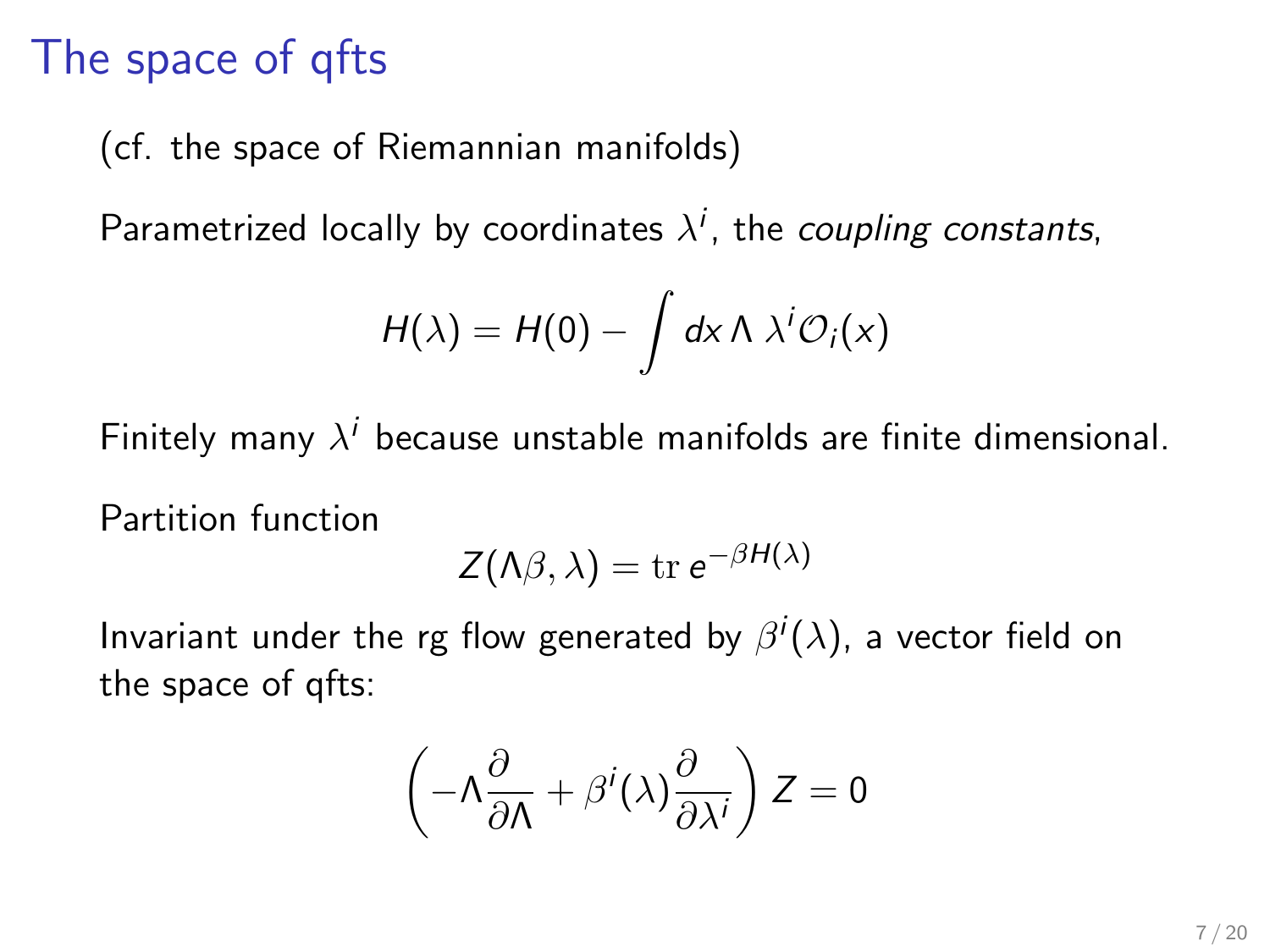# The space of qfts

(cf. the space of Riemannian manifolds)

Parametrized locally by coordinates $\lambda^i$, the *coupling constants*,

$$H(\lambda) = H(0) - \int dx \, \Lambda \, \lambda^i \mathcal{O}_i(x)$$

Finitely many $\lambda^i$ because unstable manifolds are finite dimensional.

Partition function

$$Z(\Lambda\beta, \lambda) = \mathrm{tr}\, e^{-\beta H(\lambda)}$$

Invariant under the rg flow generated by $\beta^i(\lambda)$, a vector field on the space of qfts:

$$\left( -\Lambda \frac{\partial}{\partial \Lambda} + \beta^i(\lambda) \frac{\partial}{\partial \lambda^i} \right) Z = 0$$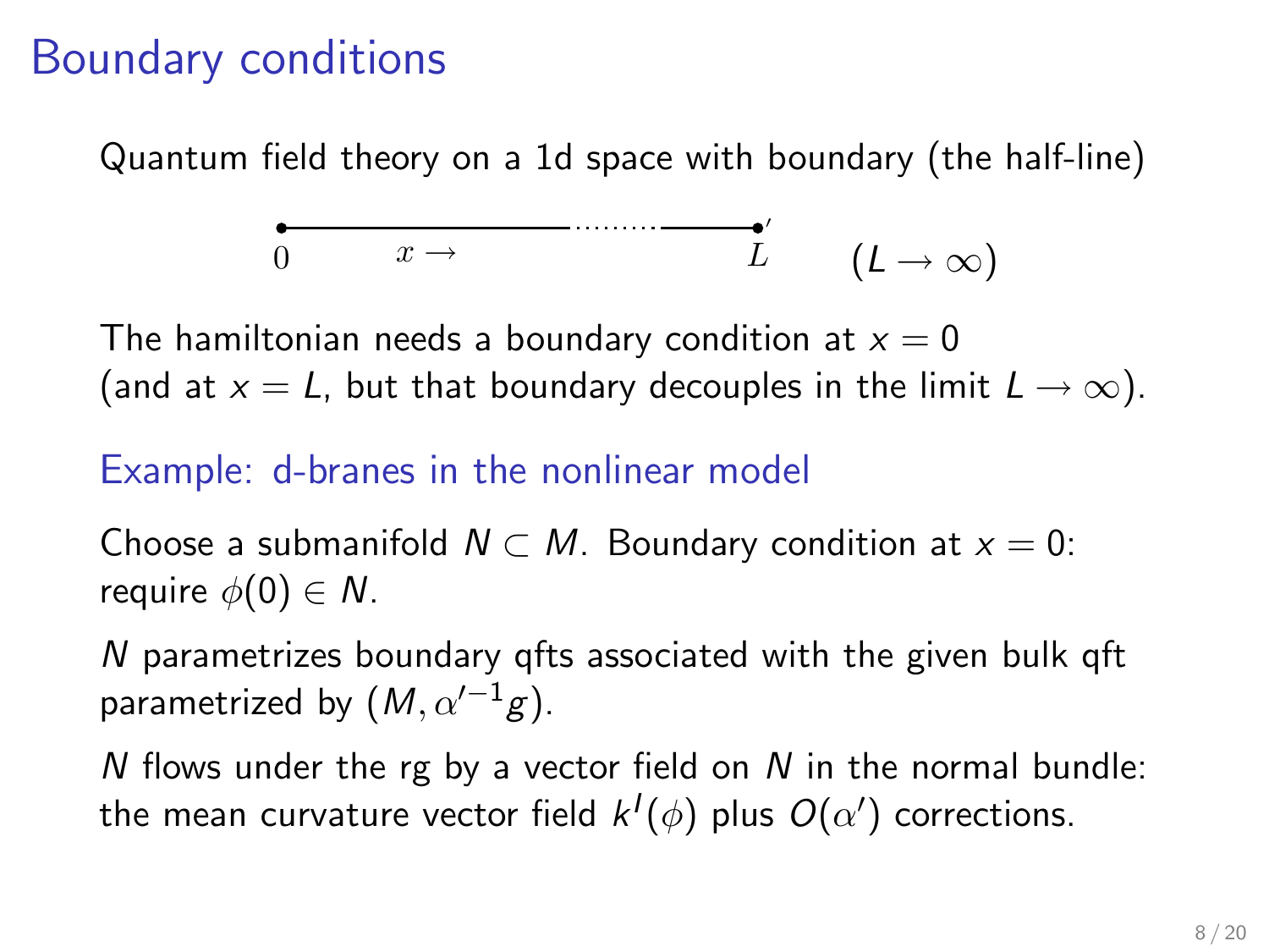# Boundary conditions

Quantum field theory on a 1d space with boundary (the half-line)

$0$ $x \rightarrow$ ........ $L$ $\quad (L \rightarrow \infty)$

The hamiltonian needs a boundary condition at $x = 0$
(and at $x = L$, but that boundary decouples in the limit $L \rightarrow \infty$).

## Example: d-branes in the nonlinear model

Choose a submanifold $N \subset M$. Boundary condition at $x = 0$:
require $\phi(0) \in N$.

$N$ parametrizes boundary qfts associated with the given bulk qft parametrized by $(M, \alpha'^{-1}g)$.

$N$ flows under the rg by a vector field on $N$ in the normal bundle: the mean curvature vector field $k^I(\phi)$ plus $O(\alpha')$ corrections.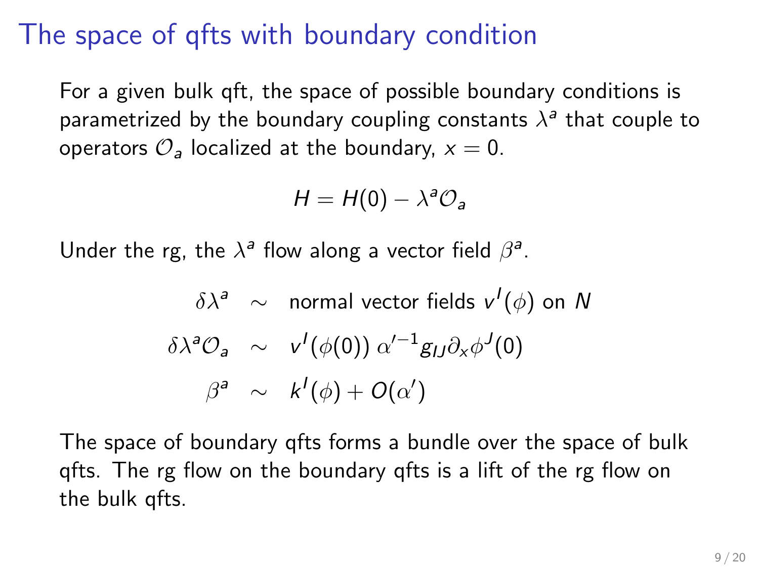# The space of qfts with boundary condition

For a given bulk qft, the space of possible boundary conditions is parametrized by the boundary coupling constants $\lambda^a$ that couple to operators $\mathcal{O}_a$ localized at the boundary, $x = 0$.

$$H = H(0) - \lambda^a \mathcal{O}_a$$

Under the rg, the $\lambda^a$ flow along a vector field $\beta^a$.

$$\begin{aligned}
\delta\lambda^a &\sim \text{ normal vector fields } v^I(\phi) \text{ on } N \\
\delta\lambda^a \mathcal{O}_a &\sim v^I(\phi(0))\, \alpha'^{-1} g_{IJ} \partial_x \phi^J(0) \\
\beta^a &\sim k^I(\phi) + O(\alpha')
\end{aligned}$$

The space of boundary qfts forms a bundle over the space of bulk qfts. The rg flow on the boundary qfts is a lift of the rg flow on the bulk qfts.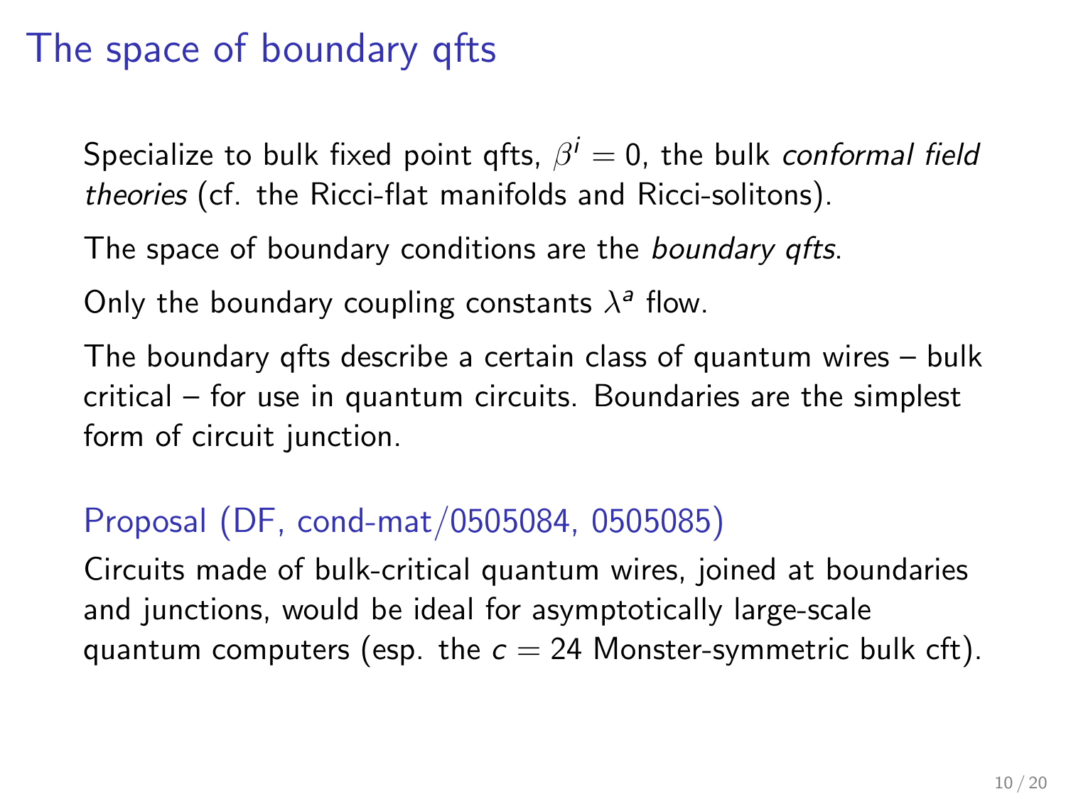# The space of boundary qfts

Specialize to bulk fixed point qfts, $\beta^i = 0$, the bulk *conformal field theories* (cf. the Ricci-flat manifolds and Ricci-solitons).

The space of boundary conditions are the *boundary qfts*.

Only the boundary coupling constants $\lambda^a$ flow.

The boundary qfts describe a certain class of quantum wires – bulk critical – for use in quantum circuits. Boundaries are the simplest form of circuit junction.

## Proposal (DF, cond-mat/0505084, 0505085)

Circuits made of bulk-critical quantum wires, joined at boundaries and junctions, would be ideal for asymptotically large-scale quantum computers (esp. the $c = 24$ Monster-symmetric bulk cft).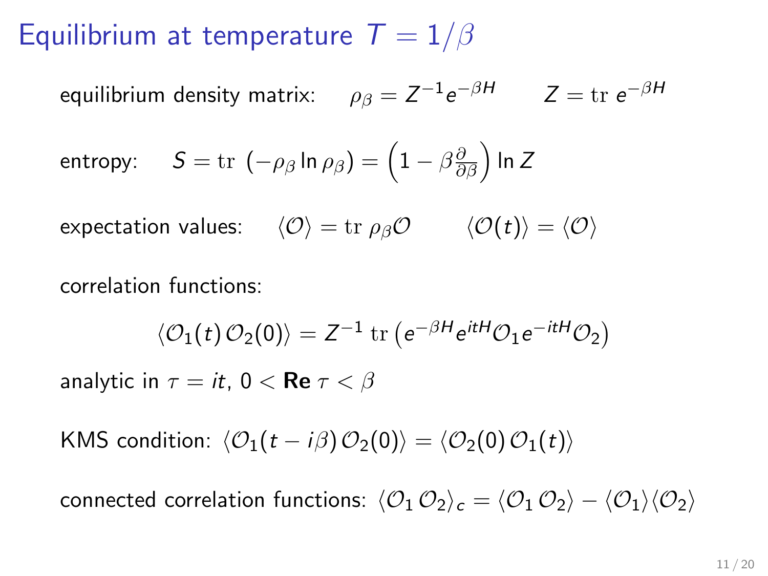# Equilibrium at temperature $T = 1/\beta$

equilibrium density matrix: $\rho_\beta = Z^{-1} e^{-\beta H} \qquad Z = \mathrm{tr}\; e^{-\beta H}$

entropy: $S = \mathrm{tr}\; (-\rho_\beta \ln \rho_\beta) = \left(1 - \beta \frac{\partial}{\partial \beta}\right) \ln Z$

expectation values: $\langle \mathcal{O} \rangle = \mathrm{tr}\; \rho_\beta \mathcal{O} \qquad \langle \mathcal{O}(t) \rangle = \langle \mathcal{O} \rangle$

correlation functions:

$$\langle \mathcal{O}_1(t)\, \mathcal{O}_2(0) \rangle = Z^{-1}\, \mathrm{tr}\left(e^{-\beta H} e^{itH} \mathcal{O}_1 e^{-itH} \mathcal{O}_2\right)$$

analytic in $\tau = it$, $0 < \textbf{Re}\; \tau < \beta$

KMS condition: $\langle \mathcal{O}_1(t - i\beta)\, \mathcal{O}_2(0) \rangle = \langle \mathcal{O}_2(0)\, \mathcal{O}_1(t) \rangle$

connected correlation functions: $\langle \mathcal{O}_1\, \mathcal{O}_2 \rangle_c = \langle \mathcal{O}_1\, \mathcal{O}_2 \rangle - \langle \mathcal{O}_1 \rangle \langle \mathcal{O}_2 \rangle$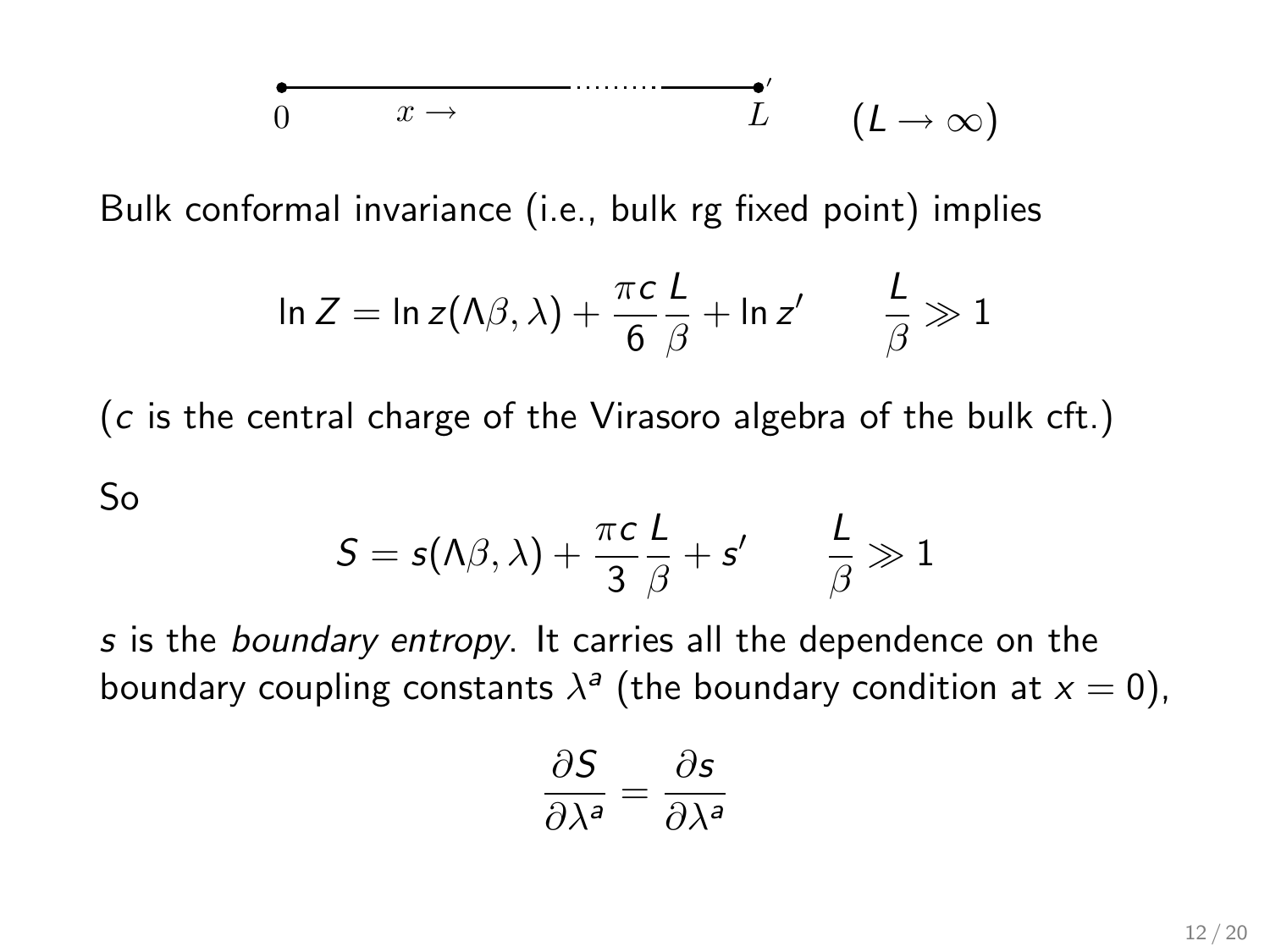$$0 \quad x \rightarrow \quad \cdots\cdots \quad L' \qquad (L \to \infty)$$

Bulk conformal invariance (i.e., bulk rg fixed point) implies

$$\ln Z = \ln z(\Lambda\beta, \lambda) + \frac{\pi c}{6}\frac{L}{\beta} + \ln z' \qquad \frac{L}{\beta} \gg 1$$

($c$ is the central charge of the Virasoro algebra of the bulk cft.)

So

$$S = s(\Lambda\beta, \lambda) + \frac{\pi c}{3}\frac{L}{\beta} + s' \qquad \frac{L}{\beta} \gg 1$$

$s$ is the *boundary entropy*. It carries all the dependence on the boundary coupling constants $\lambda^a$ (the boundary condition at $x = 0$),

$$\frac{\partial S}{\partial \lambda^a} = \frac{\partial s}{\partial \lambda^a}$$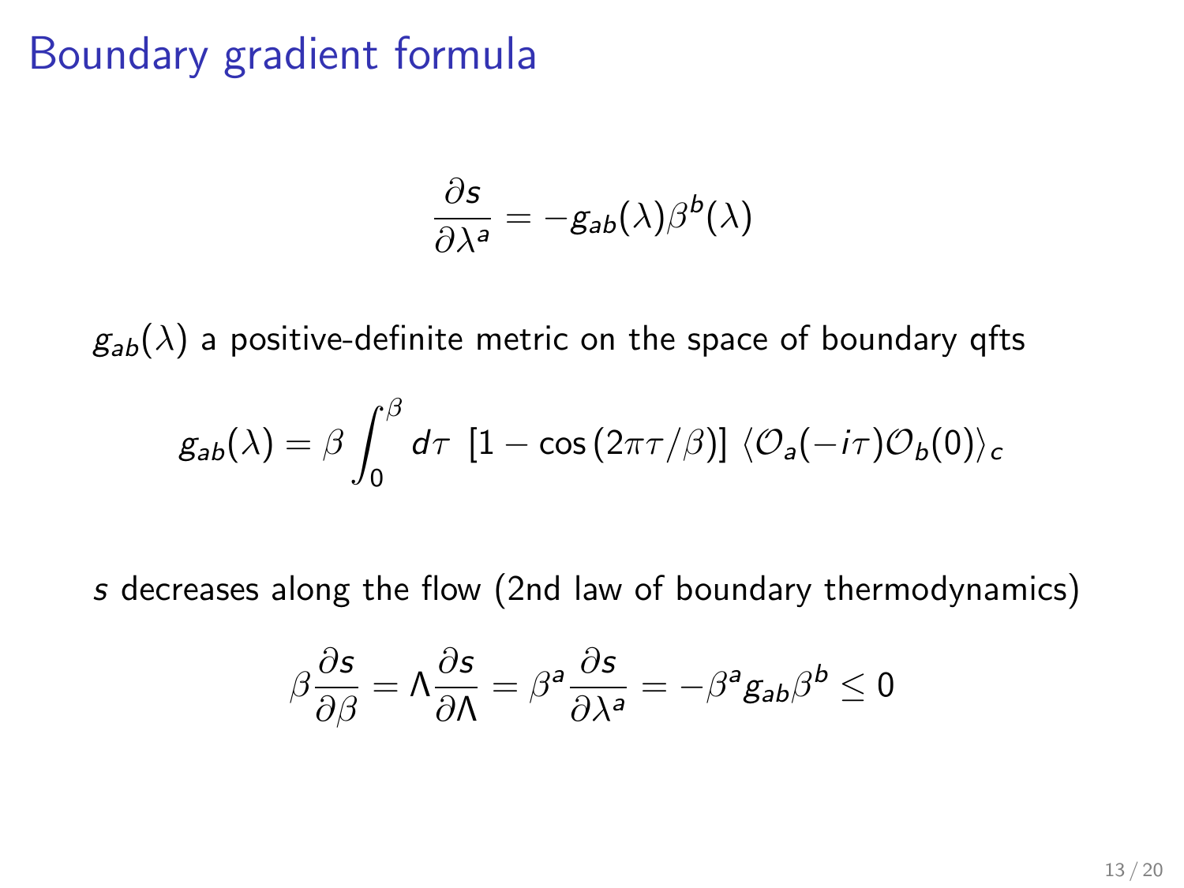# Boundary gradient formula

$$\frac{\partial s}{\partial \lambda^a} = -g_{ab}(\lambda)\beta^b(\lambda)$$

$g_{ab}(\lambda)$ a positive-definite metric on the space of boundary qfts

$$g_{ab}(\lambda) = \beta \int_0^\beta d\tau \ \left[1 - \cos\left(2\pi\tau/\beta\right)\right] \langle \mathcal{O}_a(-i\tau)\mathcal{O}_b(0)\rangle_c$$

$s$ decreases along the flow (2nd law of boundary thermodynamics)

$$\beta \frac{\partial s}{\partial \beta} = \Lambda \frac{\partial s}{\partial \Lambda} = \beta^a \frac{\partial s}{\partial \lambda^a} = -\beta^a g_{ab} \beta^b \leq 0$$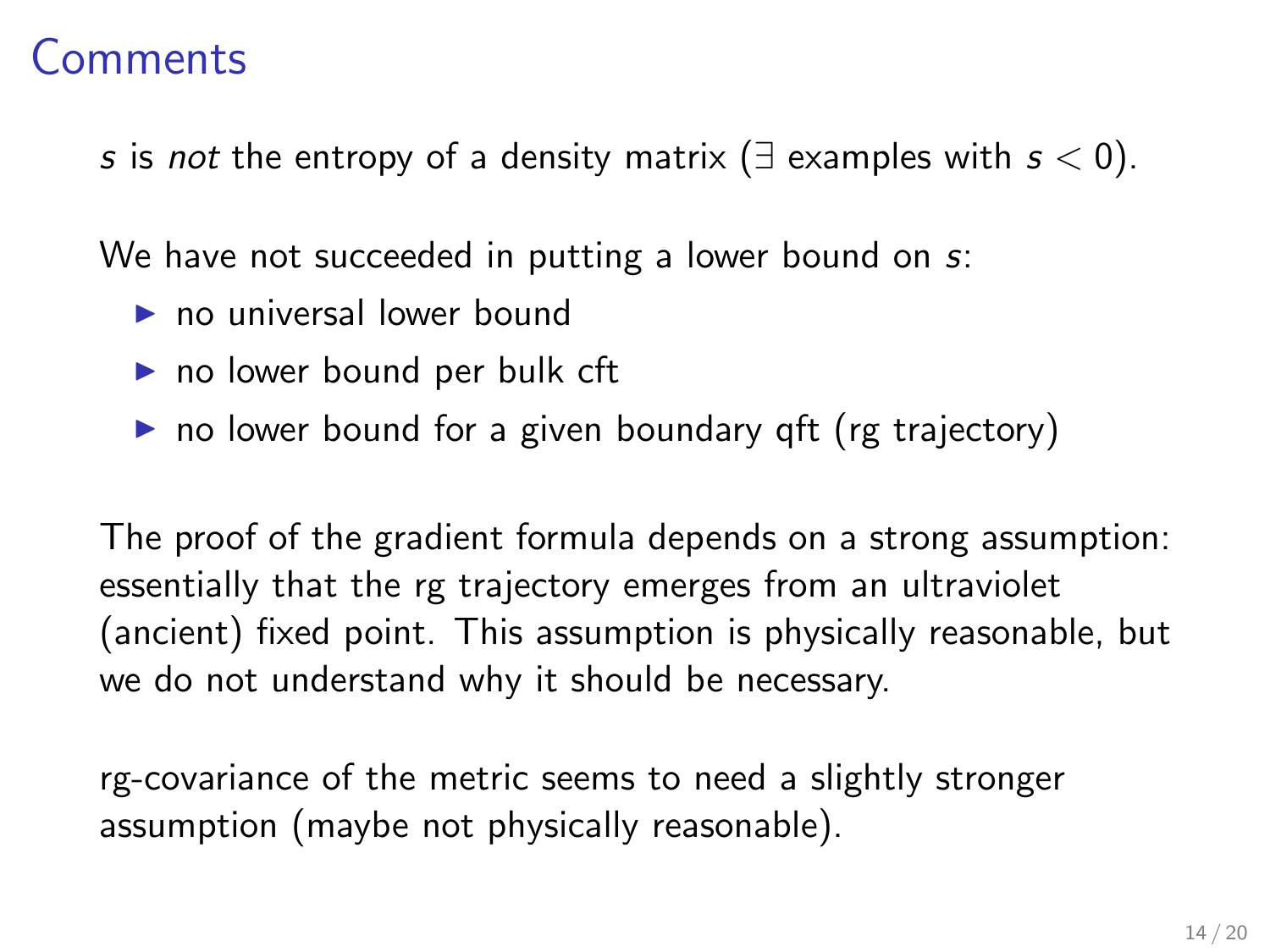# Comments

$s$ is *not* the entropy of a density matrix ($\exists$ examples with $s < 0$).

We have not succeeded in putting a lower bound on $s$:

- no universal lower bound
- no lower bound per bulk cft
- no lower bound for a given boundary qft (rg trajectory)

The proof of the gradient formula depends on a strong assumption: essentially that the rg trajectory emerges from an ultraviolet (ancient) fixed point. This assumption is physically reasonable, but we do not understand why it should be necessary.

rg-covariance of the metric seems to need a slightly stronger assumption (maybe not physically reasonable).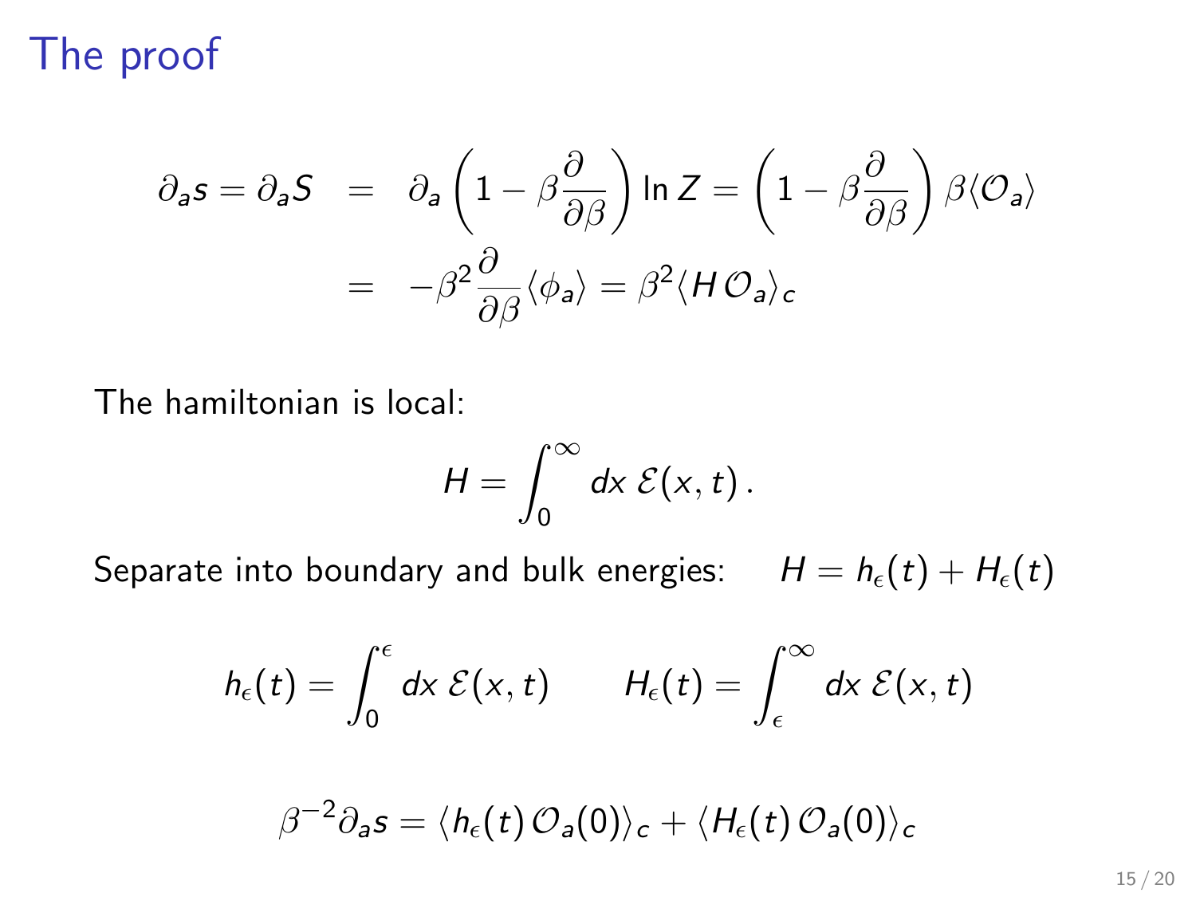# The proof

$$
\begin{aligned}
\partial_a s = \partial_a S &= \partial_a \left(1 - \beta \frac{\partial}{\partial \beta}\right) \ln Z = \left(1 - \beta \frac{\partial}{\partial \beta}\right) \beta \langle \mathcal{O}_a \rangle \\
&= -\beta^2 \frac{\partial}{\partial \beta} \langle \phi_a \rangle = \beta^2 \langle H \, \mathcal{O}_a \rangle_c
\end{aligned}
$$

The hamiltonian is local:

$$
H = \int_0^\infty dx \, \mathcal{E}(x, t) \,.
$$

Separate into boundary and bulk energies: $\quad H = h_\epsilon(t) + H_\epsilon(t)$

$$
h_\epsilon(t) = \int_0^\epsilon dx \, \mathcal{E}(x, t) \qquad H_\epsilon(t) = \int_\epsilon^\infty dx \, \mathcal{E}(x, t)
$$

$$
\beta^{-2} \partial_a s = \langle h_\epsilon(t) \, \mathcal{O}_a(0) \rangle_c + \langle H_\epsilon(t) \, \mathcal{O}_a(0) \rangle_c
$$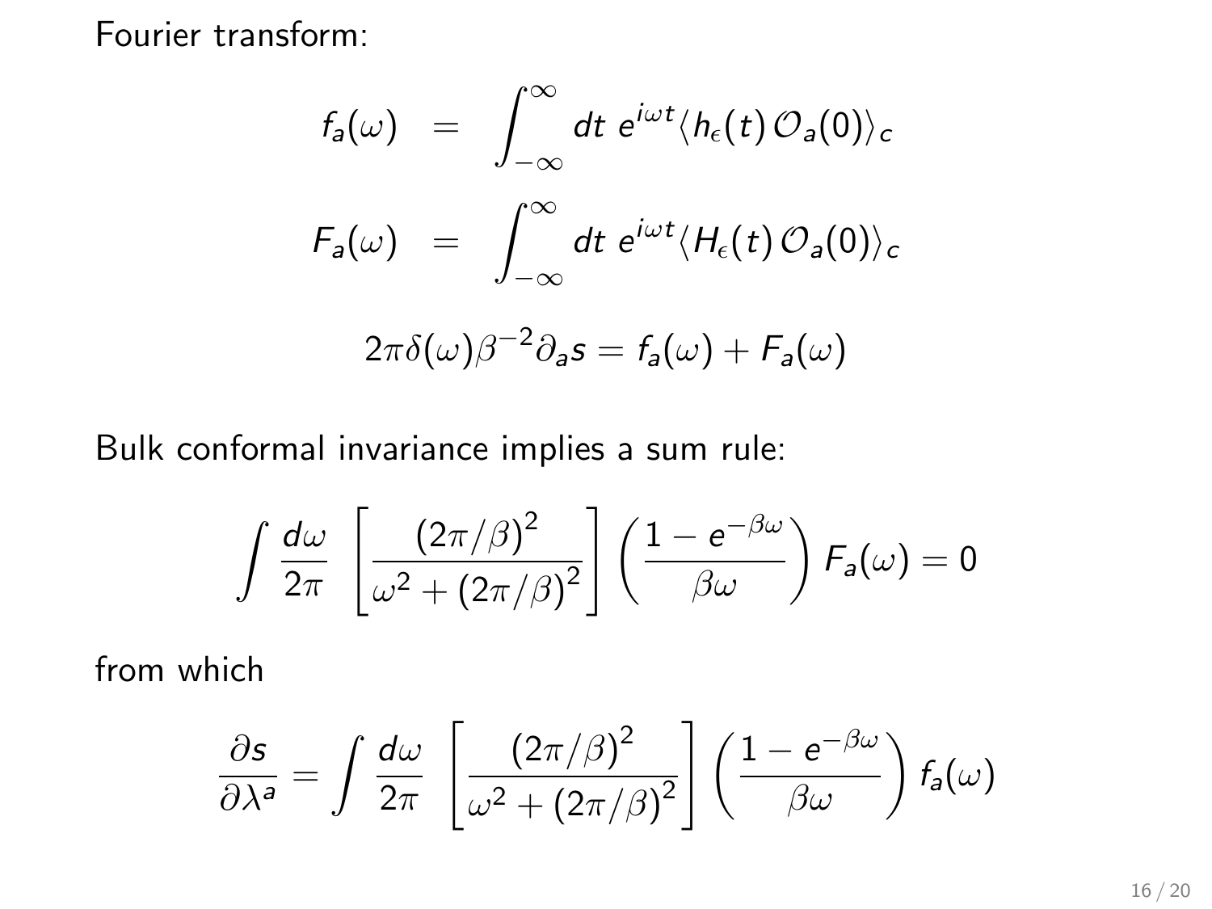Fourier transform:

$$
\begin{aligned}
f_a(\omega) &= \int_{-\infty}^{\infty} dt\; e^{i\omega t} \langle h_\epsilon(t)\, \mathcal{O}_a(0)\rangle_c \\
F_a(\omega) &= \int_{-\infty}^{\infty} dt\; e^{i\omega t} \langle H_\epsilon(t)\, \mathcal{O}_a(0)\rangle_c
\end{aligned}
$$

$$
2\pi\delta(\omega)\beta^{-2}\partial_a s = f_a(\omega) + F_a(\omega)
$$

Bulk conformal invariance implies a sum rule:

$$
\int \frac{d\omega}{2\pi} \left[\frac{(2\pi/\beta)^2}{\omega^2 + (2\pi/\beta)^2}\right] \left(\frac{1 - e^{-\beta\omega}}{\beta\omega}\right) F_a(\omega) = 0
$$

from which

$$
\frac{\partial s}{\partial \lambda^a} = \int \frac{d\omega}{2\pi} \left[\frac{(2\pi/\beta)^2}{\omega^2 + (2\pi/\beta)^2}\right] \left(\frac{1 - e^{-\beta\omega}}{\beta\omega}\right) f_a(\omega)
$$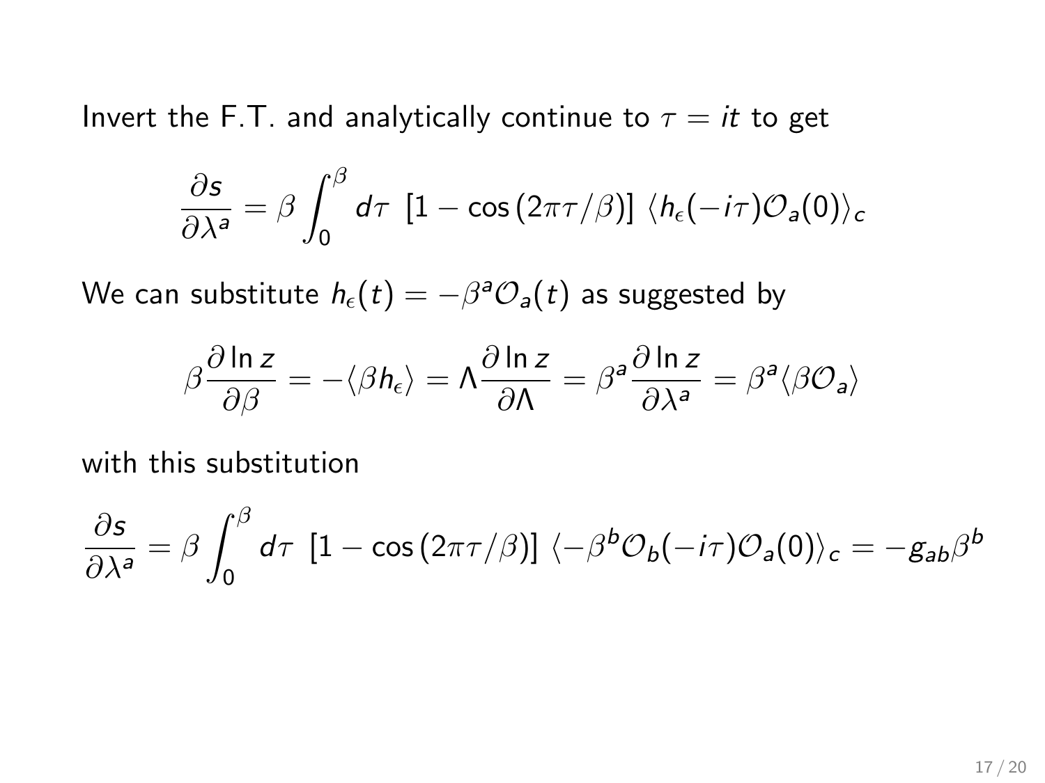Invert the F.T. and analytically continue to $\tau = it$ to get

$$\frac{\partial s}{\partial \lambda^a} = \beta \int_0^\beta d\tau \;\; [1 - \cos(2\pi\tau/\beta)] \; \langle h_\epsilon(-i\tau)\mathcal{O}_a(0)\rangle_c$$

We can substitute $h_\epsilon(t) = -\beta^a \mathcal{O}_a(t)$ as suggested by

$$\beta \frac{\partial \ln z}{\partial \beta} = -\langle \beta h_\epsilon \rangle = \Lambda \frac{\partial \ln z}{\partial \Lambda} = \beta^a \frac{\partial \ln z}{\partial \lambda^a} = \beta^a \langle \beta \mathcal{O}_a \rangle$$

with this substitution

$$\frac{\partial s}{\partial \lambda^a} = \beta \int_0^\beta d\tau \;\; [1 - \cos(2\pi\tau/\beta)] \; \langle -\beta^b \mathcal{O}_b(-i\tau)\mathcal{O}_a(0)\rangle_c = -g_{ab}\beta^b$$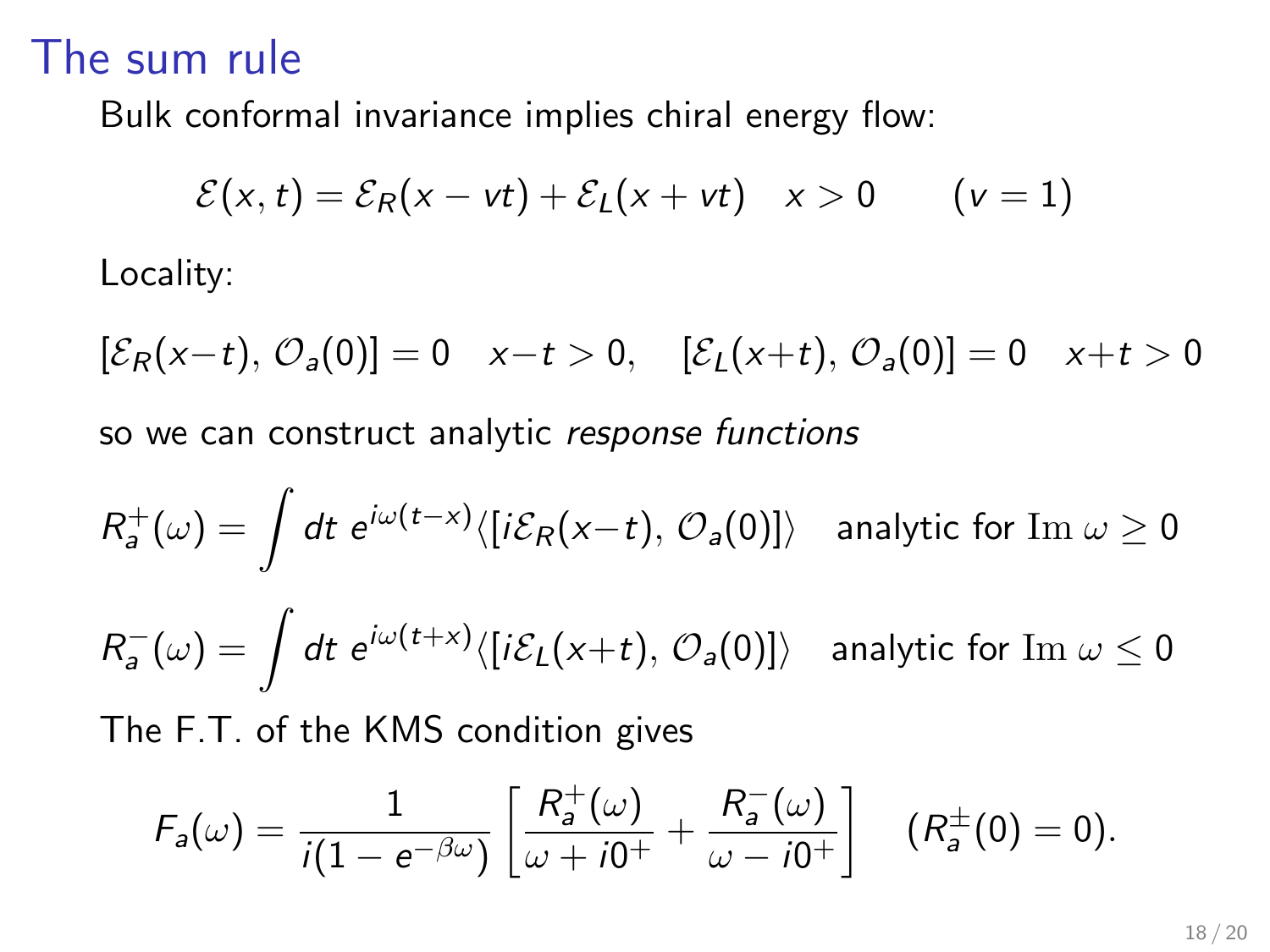# The sum rule

Bulk conformal invariance implies chiral energy flow:

$$\mathcal{E}(x,t) = \mathcal{E}_R(x - vt) + \mathcal{E}_L(x + vt) \quad x > 0 \qquad (v = 1)$$

Locality:

$$[\mathcal{E}_R(x-t), \mathcal{O}_a(0)] = 0 \quad x-t > 0, \quad [\mathcal{E}_L(x+t), \mathcal{O}_a(0)] = 0 \quad x+t > 0$$

so we can construct analytic *response functions*

$$R_a^+(\omega) = \int dt\, e^{i\omega(t-x)} \langle [i\mathcal{E}_R(x-t), \mathcal{O}_a(0)] \rangle \quad \text{analytic for } \mathrm{Im}\,\omega \geq 0$$

$$R_a^-(\omega) = \int dt\, e^{i\omega(t+x)} \langle [i\mathcal{E}_L(x+t), \mathcal{O}_a(0)] \rangle \quad \text{analytic for } \mathrm{Im}\,\omega \leq 0$$

The F.T. of the KMS condition gives

$$F_a(\omega) = \frac{1}{i(1 - e^{-\beta\omega})} \left[ \frac{R_a^+(\omega)}{\omega + i0^+} + \frac{R_a^-(\omega)}{\omega - i0^+} \right] \quad (R_a^\pm(0) = 0).$$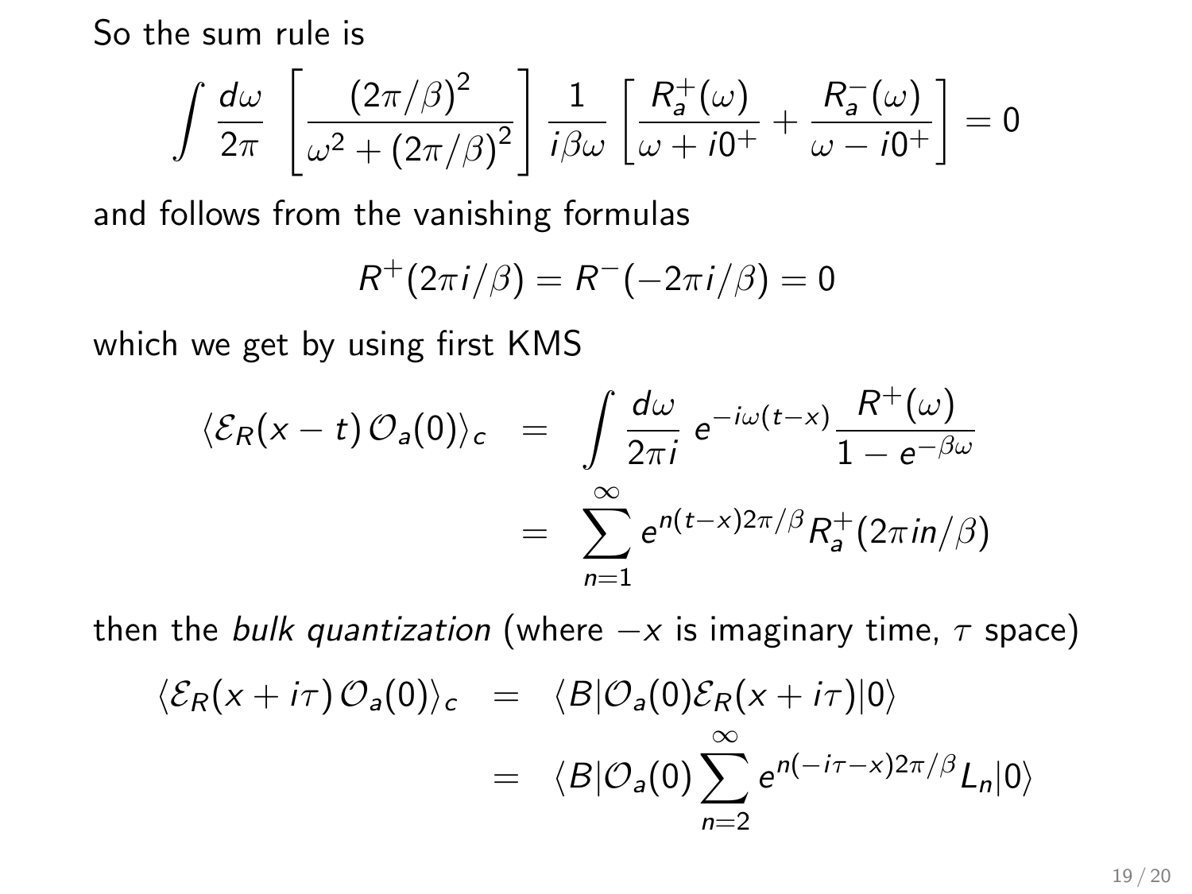So the sum rule is

$$\int \frac{d\omega}{2\pi} \left[\frac{(2\pi/\beta)^2}{\omega^2 + (2\pi/\beta)^2}\right] \frac{1}{i\beta\omega} \left[\frac{R_a^+(\omega)}{\omega + i0^+} + \frac{R_a^-(\omega)}{\omega - i0^+}\right] = 0$$

and follows from the vanishing formulas

$$R^+(2\pi i/\beta) = R^-(-2\pi i/\beta) = 0$$

which we get by using first KMS

$$\begin{aligned}
\langle \mathcal{E}_R(x-t)\,\mathcal{O}_a(0)\rangle_c &= \int \frac{d\omega}{2\pi i}\, e^{-i\omega(t-x)} \frac{R^+(\omega)}{1-e^{-\beta\omega}} \\
&= \sum_{n=1}^{\infty} e^{n(t-x)2\pi/\beta} R_a^+(2\pi i n/\beta)
\end{aligned}$$

then the *bulk quantization* (where $-x$ is imaginary time, $\tau$ space)

$$\begin{aligned}
\langle \mathcal{E}_R(x+i\tau)\,\mathcal{O}_a(0)\rangle_c &= \langle B|\mathcal{O}_a(0)\mathcal{E}_R(x+i\tau)|0\rangle \\
&= \langle B|\mathcal{O}_a(0)\sum_{n=2}^{\infty} e^{n(-i\tau-x)2\pi/\beta} L_n|0\rangle
\end{aligned}$$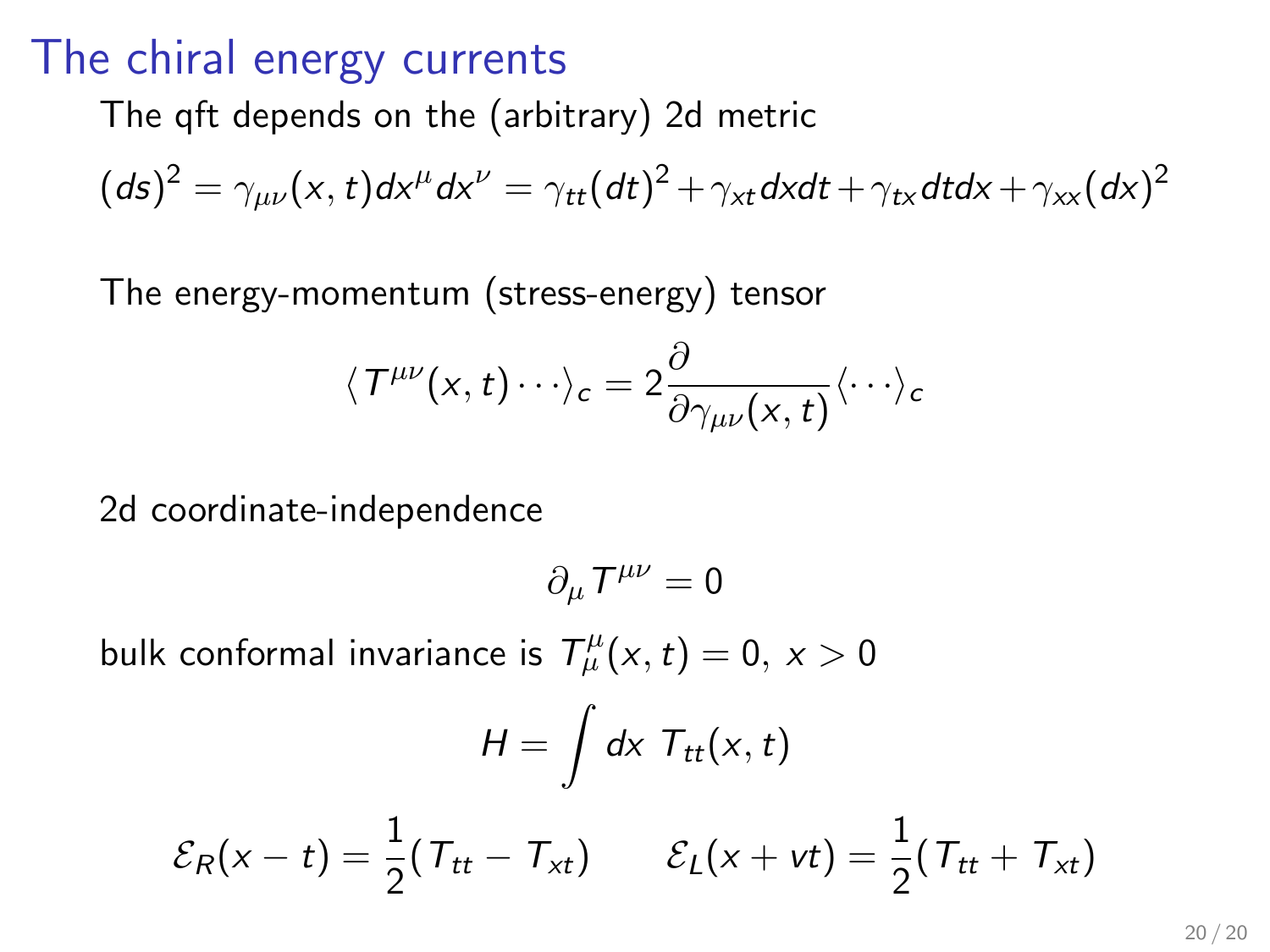# The chiral energy currents

The qft depends on the (arbitrary) 2d metric

$$(ds)^2 = \gamma_{\mu\nu}(x,t) dx^\mu dx^\nu = \gamma_{tt}(dt)^2 + \gamma_{xt} dx dt + \gamma_{tx} dt dx + \gamma_{xx}(dx)^2$$

The energy-momentum (stress-energy) tensor

$$\langle T^{\mu\nu}(x,t) \cdots \rangle_c = 2 \frac{\partial}{\partial \gamma_{\mu\nu}(x,t)} \langle \cdots \rangle_c$$

2d coordinate-independence

$$\partial_\mu T^{\mu\nu} = 0$$

bulk conformal invariance is $T^\mu_\mu(x,t) = 0, \; x > 0$

$$H = \int dx \; T_{tt}(x,t)$$

$$\mathcal{E}_R(x-t) = \frac{1}{2}(T_{tt} - T_{xt}) \qquad \mathcal{E}_L(x+vt) = \frac{1}{2}(T_{tt} + T_{xt})$$